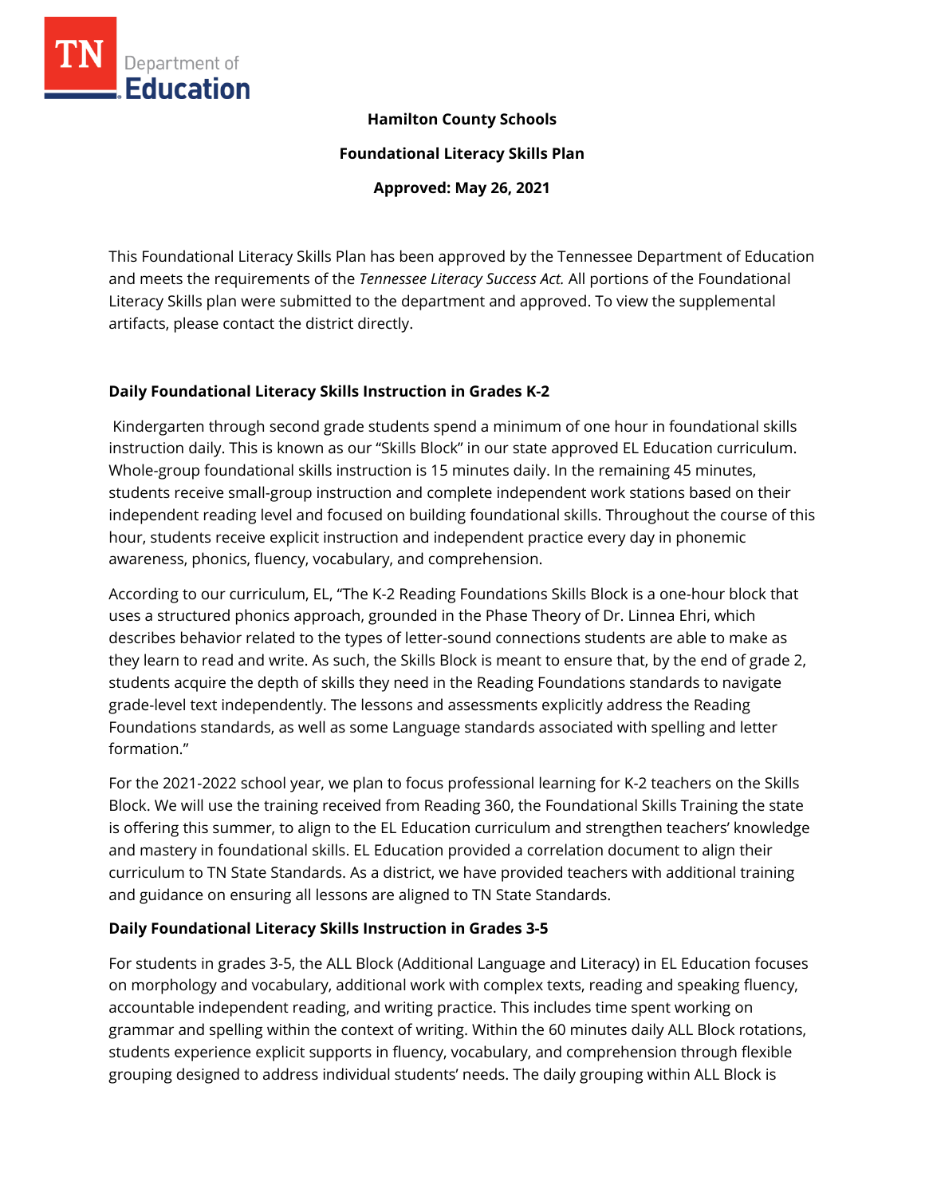**Hamilton County Schools**

**Foundational Literacy Skills Plan**

**Approved: May 26, 2021**

This Foundational Literacy Skills Plan has been approved by the Tennessee Department of Education and meets the requirements of the *Tennessee Literacy Success Act.* All portions of the Foundational Literacy Skills plan were submitted to the department and approved. To view the supplemental artifacts, please contact the district directly.

## Daily Foundational Literacy Skills Instruction in Grades K-2

Kindergarten through second grade students spend a minimum of one hour in foundational skills instruction daily. This is known as our "Skills Block" in our state approved EL Education curriculum. Whole-group foundational skills instruction is 15 minutes daily. In the remaining 45 minutes, students receive small-group instruction and complete independent work stations based on their independent reading level and focused on building foundational skills. Throughout the course of this hour, students receive explicit instruction and independent practice every day in phonemic awareness, phonics, fluency, vocabulary, and comprehension.

According to our curriculum, EL, "The K-2 Reading Foundations Skills Block is a one-hour block that uses a structured phonics approach, grounded in the Phase Theory of Dr. Linnea Ehri, which describes behavior related to the types of letter-sound connections students are able to make as they learn to read and write. As such, the Skills Block is meant to ensure that, by the end of grade 2, students acquire the depth of skills they need in the Reading Foundations standards to navigate grade-level text independently. The lessons and assessments explicitly address the Reading Foundations standards, as well as some Language standards associated with spelling and letter formation."

For the 2021-2022 school year, we plan to focus professional learning for K-2 teachers on the Skills Block. We will use the training received from Reading 360, the Foundational Skills Training the state is offering this summer, to align to the EL Education curriculum and strengthen teachers' knowledge and mastery in foundational skills. EL Education provided a correlation document to align their curriculum to TN State Standards. As a district, we have provided teachers with additional training and guidance on ensuring all lessons are aligned to TN State Standards.

## Daily Foundational Literacy Skills Instruction in Grades 3-5

For students in grades 3-5, the ALL Block (Additional Language and Literacy) in EL Education focuses on morphology and vocabulary, additional work with complex texts, reading and speaking fluency, accountable independent reading, and writing practice. This includes time spent working on grammar and spelling within the context of writing. Within the 60 minutes daily ALL Block rotations, students experience explicit supports in fluency, vocabulary, and comprehension through flexible grouping designed to address individual students' needs. The daily grouping within ALL Block is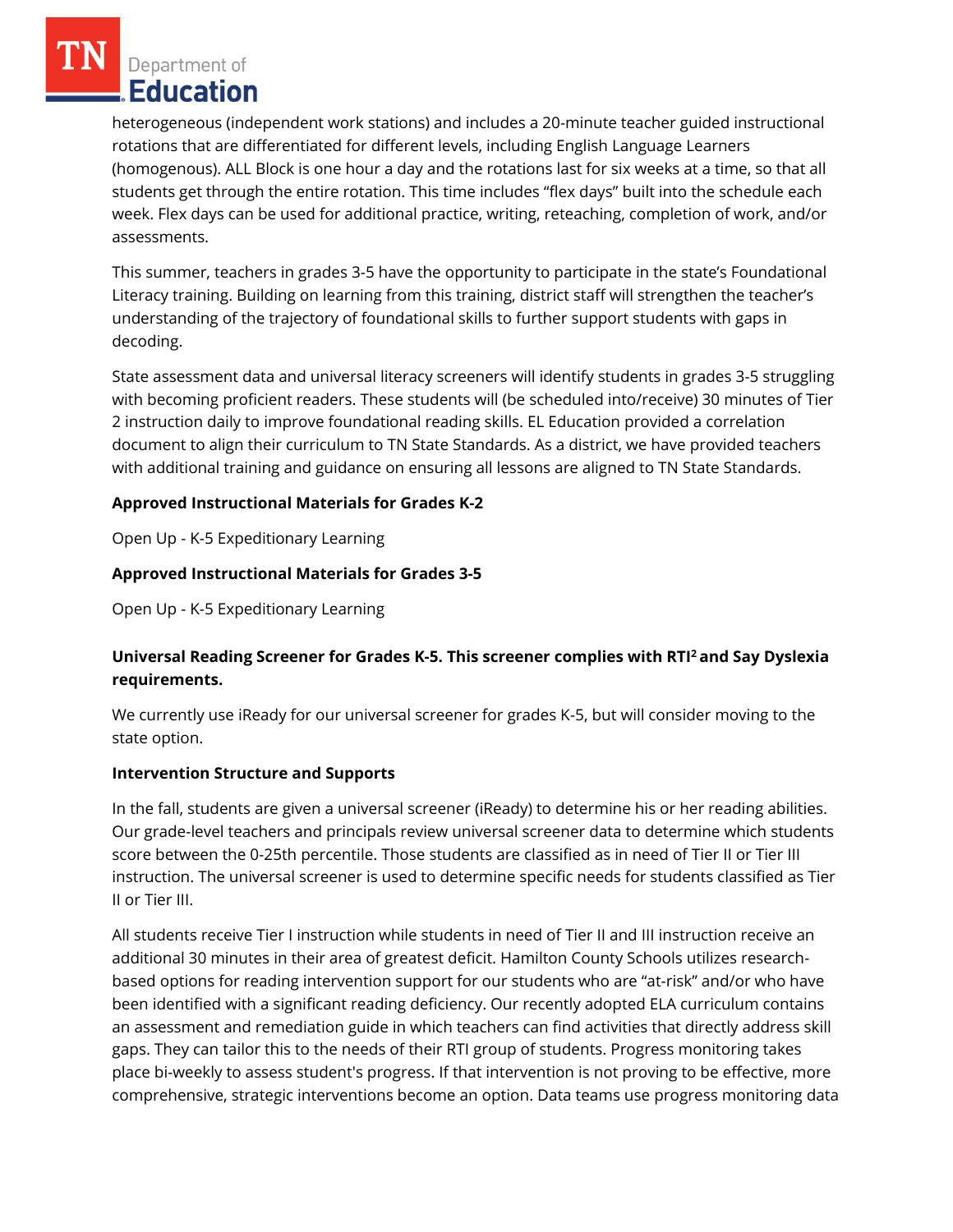heterogeneous (independent work stations) and includes a 20-minute teacher guided instructional rotations that are differentiated for different levels, including English Language Learners (homogenous). ALL Block is one hour a day and the rotations last for six weeks at a time, so that all students get through the entire rotation. This time includes "flex days" built into the schedule each week. Flex days can be used for additional practice, writing, reteaching, completion of work, and/or assessments.

This summer, teachers in grades 3-5 have the opportunity to participate in the state's Foundational Literacy training. Building on learning from this training, district staff will strengthen the teacher's understanding of the trajectory of foundational skills to further support students with gaps in decoding.

State assessment data and universal literacy screeners will identify students in grades 3-5 struggling with becoming proficient readers. These students will (be scheduled into/receive) 30 minutes of Tier 2 instruction daily to improve foundational reading skills. EL Education provided a correlation document to align their curriculum to TN State Standards. As a district, we have provided teachers with additional training and guidance on ensuring all lessons are aligned to TN State Standards.

**Approved Instructional Materials for Grades K-2**

Open Up - K-5 Expeditionary Learning

**Approved Instructional Materials for Grades 3-5**

Open Up - K-5 Expeditionary Learning

**Universal Reading Screener for Grades K-5. This screener complies with RTI² and Say Dyslexia requirements.**

We currently use iReady for our universal screener for grades K-5, but will consider moving to the state option.

**Intervention Structure and Supports**

In the fall, students are given a universal screener (iReady) to determine his or her reading abilities. Our grade-level teachers and principals review universal screener data to determine which students score between the 0-25th percentile. Those students are classified as in need of Tier II or Tier III instruction. The universal screener is used to determine specific needs for students classified as Tier II or Tier III.

All students receive Tier I instruction while students in need of Tier II and III instruction receive an additional 30 minutes in their area of greatest deficit. Hamilton County Schools utilizes research-based options for reading intervention support for our students who are "at-risk" and/or who have been identified with a significant reading deficiency. Our recently adopted ELA curriculum contains an assessment and remediation guide in which teachers can find activities that directly address skill gaps. They can tailor this to the needs of their RTI group of students. Progress monitoring takes place bi-weekly to assess student's progress. If that intervention is not proving to be effective, more comprehensive, strategic interventions become an option. Data teams use progress monitoring data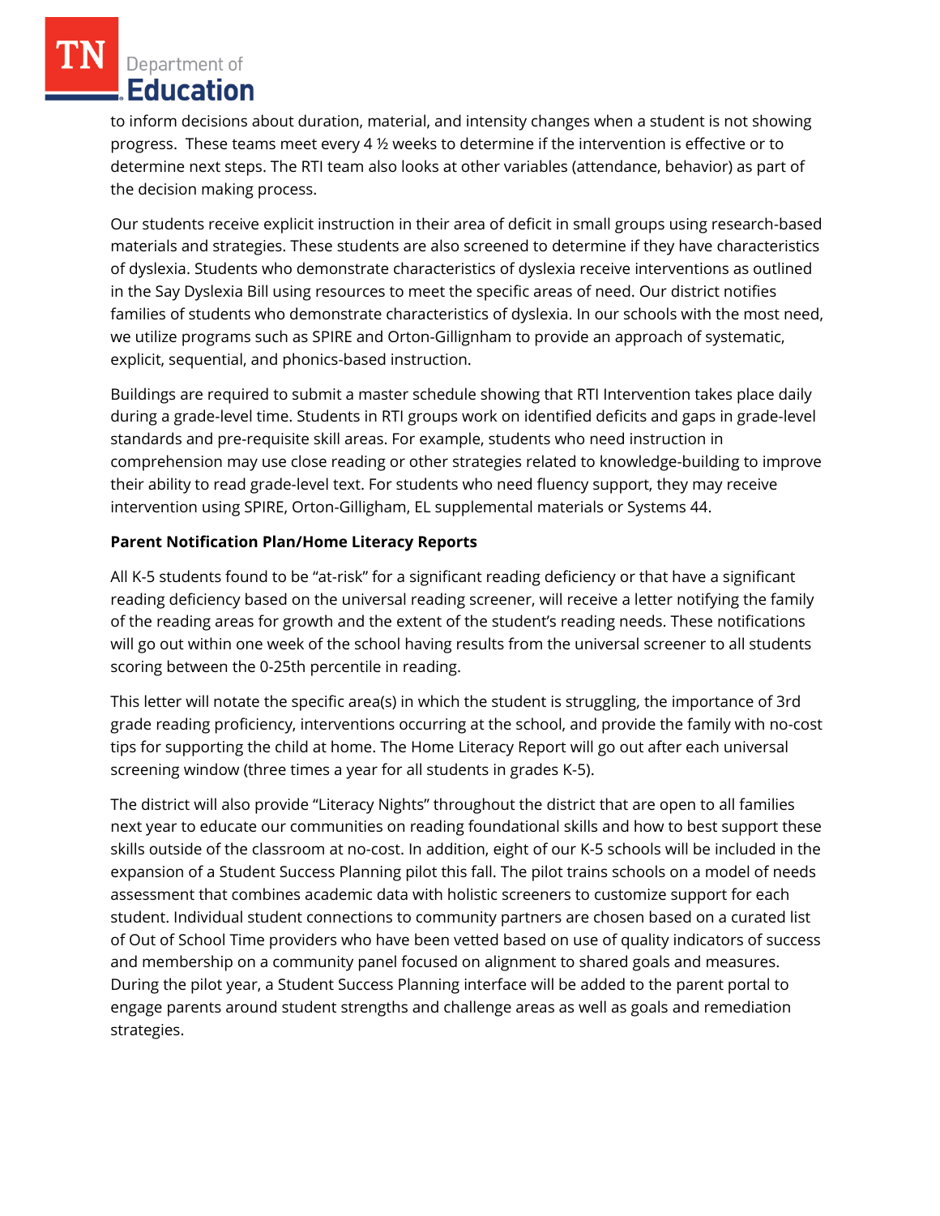to inform decisions about duration, material, and intensity changes when a student is not showing progress. These teams meet every 4 ½ weeks to determine if the intervention is effective or to determine next steps. The RTI team also looks at other variables (attendance, behavior) as part of the decision making process.

Our students receive explicit instruction in their area of deficit in small groups using research-based materials and strategies. These students are also screened to determine if they have characteristics of dyslexia. Students who demonstrate characteristics of dyslexia receive interventions as outlined in the Say Dyslexia Bill using resources to meet the specific areas of need. Our district notifies families of students who demonstrate characteristics of dyslexia. In our schools with the most need, we utilize programs such as SPIRE and Orton-Gillignham to provide an approach of systematic, explicit, sequential, and phonics-based instruction.

Buildings are required to submit a master schedule showing that RTI Intervention takes place daily during a grade-level time. Students in RTI groups work on identified deficits and gaps in grade-level standards and pre-requisite skill areas. For example, students who need instruction in comprehension may use close reading or other strategies related to knowledge-building to improve their ability to read grade-level text. For students who need fluency support, they may receive intervention using SPIRE, Orton-Gilligham, EL supplemental materials or Systems 44.

**Parent Notification Plan/Home Literacy Reports**

All K-5 students found to be "at-risk" for a significant reading deficiency or that have a significant reading deficiency based on the universal reading screener, will receive a letter notifying the family of the reading areas for growth and the extent of the student's reading needs. These notifications will go out within one week of the school having results from the universal screener to all students scoring between the 0-25th percentile in reading.

This letter will notate the specific area(s) in which the student is struggling, the importance of 3rd grade reading proficiency, interventions occurring at the school, and provide the family with no-cost tips for supporting the child at home. The Home Literacy Report will go out after each universal screening window (three times a year for all students in grades K-5).

The district will also provide "Literacy Nights" throughout the district that are open to all families next year to educate our communities on reading foundational skills and how to best support these skills outside of the classroom at no-cost. In addition, eight of our K-5 schools will be included in the expansion of a Student Success Planning pilot this fall. The pilot trains schools on a model of needs assessment that combines academic data with holistic screeners to customize support for each student. Individual student connections to community partners are chosen based on a curated list of Out of School Time providers who have been vetted based on use of quality indicators of success and membership on a community panel focused on alignment to shared goals and measures. During the pilot year, a Student Success Planning interface will be added to the parent portal to engage parents around student strengths and challenge areas as well as goals and remediation strategies.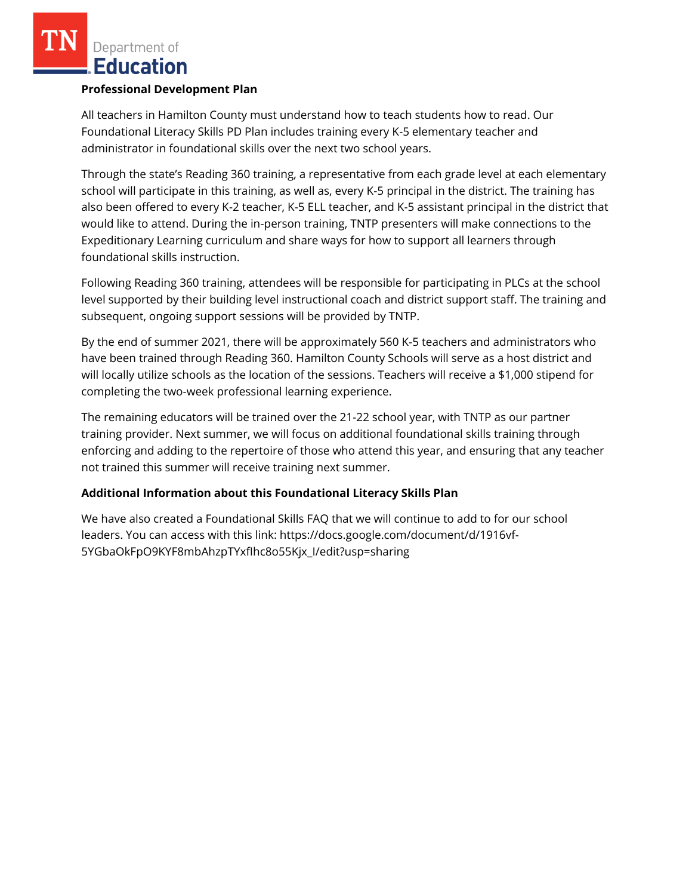**Professional Development Plan**

All teachers in Hamilton County must understand how to teach students how to read. Our Foundational Literacy Skills PD Plan includes training every K-5 elementary teacher and administrator in foundational skills over the next two school years.

Through the state's Reading 360 training, a representative from each grade level at each elementary school will participate in this training, as well as, every K-5 principal in the district. The training has also been offered to every K-2 teacher, K-5 ELL teacher, and K-5 assistant principal in the district that would like to attend. During the in-person training, TNTP presenters will make connections to the Expeditionary Learning curriculum and share ways for how to support all learners through foundational skills instruction.

Following Reading 360 training, attendees will be responsible for participating in PLCs at the school level supported by their building level instructional coach and district support staff. The training and subsequent, ongoing support sessions will be provided by TNTP.

By the end of summer 2021, there will be approximately 560 K-5 teachers and administrators who have been trained through Reading 360. Hamilton County Schools will serve as a host district and will locally utilize schools as the location of the sessions. Teachers will receive a $1,000 stipend for completing the two-week professional learning experience.

The remaining educators will be trained over the 21-22 school year, with TNTP as our partner training provider. Next summer, we will focus on additional foundational skills training through enforcing and adding to the repertoire of those who attend this year, and ensuring that any teacher not trained this summer will receive training next summer.

**Additional Information about this Foundational Literacy Skills Plan**

We have also created a Foundational Skills FAQ that we will continue to add to for our school leaders. You can access with this link: https://docs.google.com/document/d/1916vf-5YGbaOkFpO9KYF8mbAhzpTYxflhc8o55Kjx_I/edit?usp=sharing